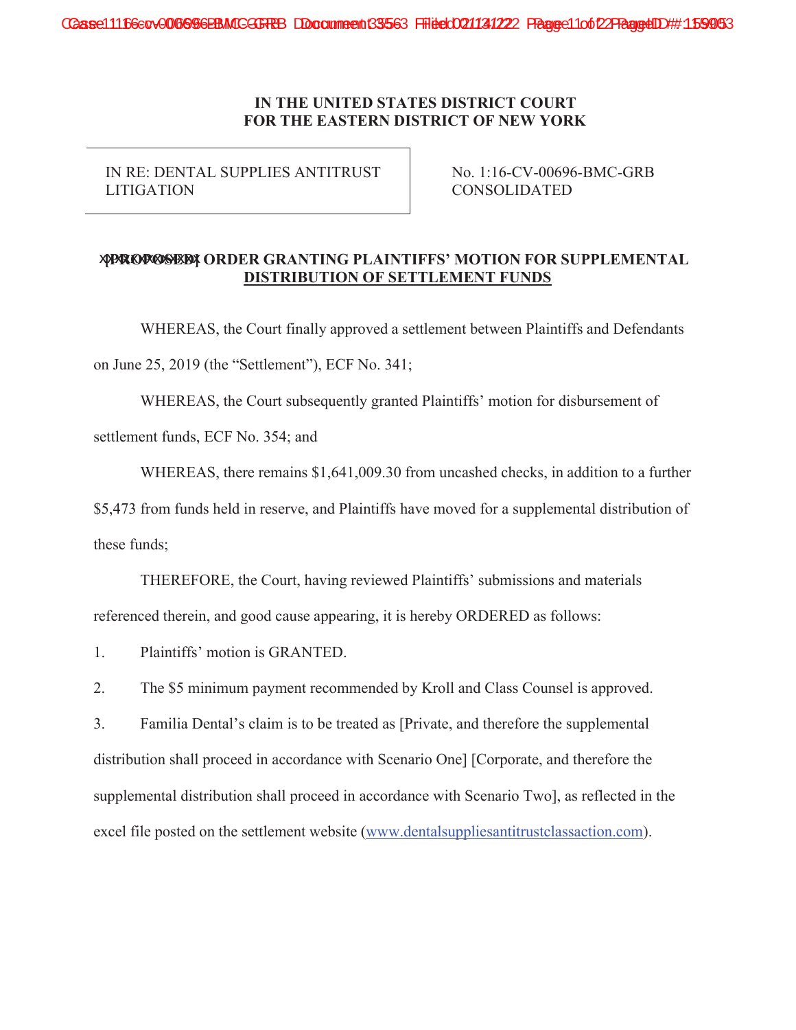**IN THE UNITED STATES DISTRICT COURT**
**FOR THE EASTERN DISTRICT OF NEW YORK**

| IN RE: DENTAL SUPPLIES ANTITRUST LITIGATION | No. 1:16-CV-00696-BMC-GRB CONSOLIDATED |
|---|---|

**[PROPOSED] ORDER GRANTING PLAINTIFFS' MOTION FOR SUPPLEMENTAL DISTRIBUTION OF SETTLEMENT FUNDS**

WHEREAS, the Court finally approved a settlement between Plaintiffs and Defendants on June 25, 2019 (the "Settlement"), ECF No. 341;

WHEREAS, the Court subsequently granted Plaintiffs' motion for disbursement of settlement funds, ECF No. 354; and

WHEREAS, there remains $1,641,009.30 from uncashed checks, in addition to a further $5,473 from funds held in reserve, and Plaintiffs have moved for a supplemental distribution of these funds;

THEREFORE, the Court, having reviewed Plaintiffs' submissions and materials referenced therein, and good cause appearing, it is hereby ORDERED as follows:

1. Plaintiffs' motion is GRANTED.
2. The $5 minimum payment recommended by Kroll and Class Counsel is approved.
3. Familia Dental's claim is to be treated as [Private, and therefore the supplemental distribution shall proceed in accordance with Scenario One] [Corporate, and therefore the supplemental distribution shall proceed in accordance with Scenario Two], as reflected in the excel file posted on the settlement website (www.dentalsuppliesantitrustclassaction.com).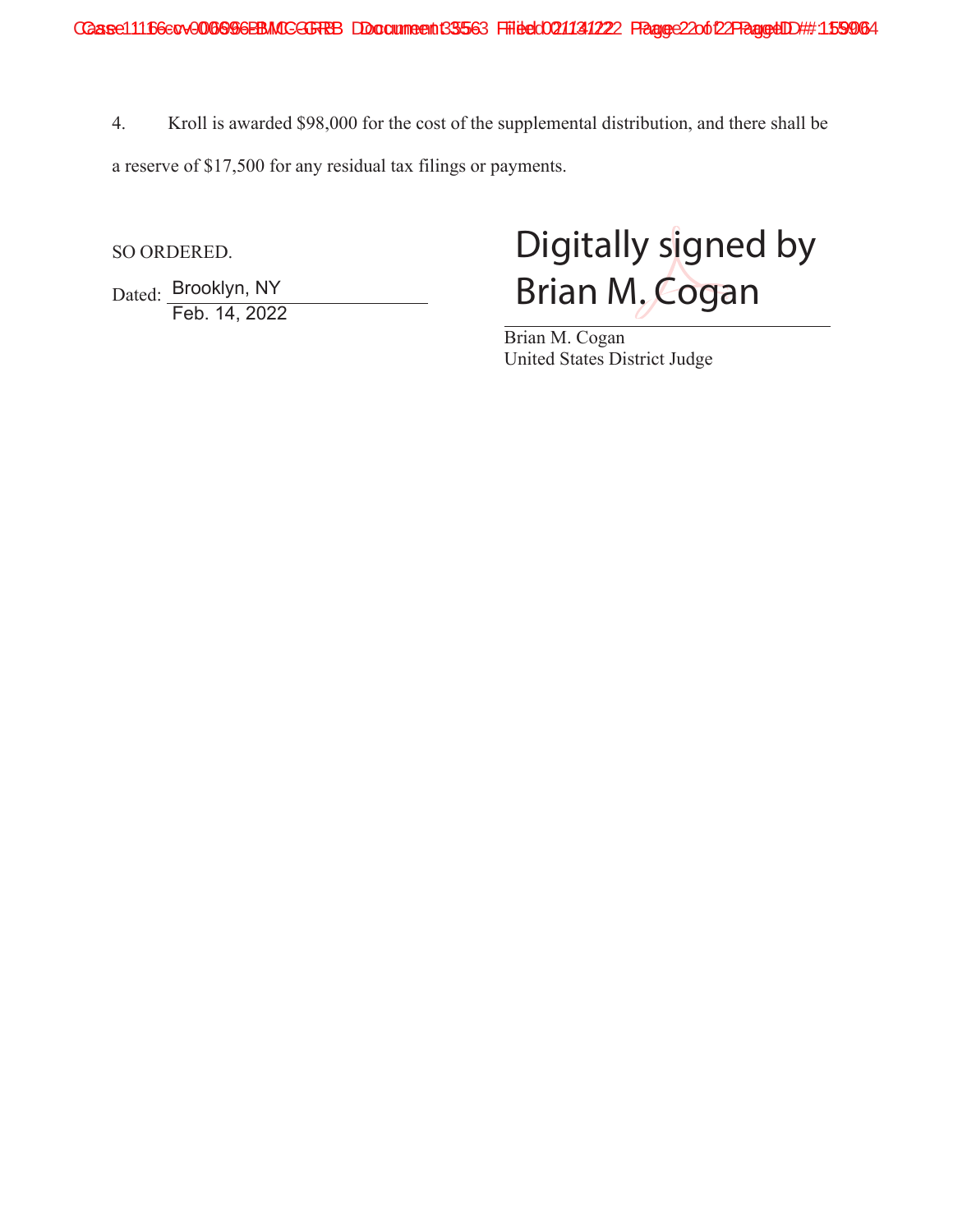4. Kroll is awarded $98,000 for the cost of the supplemental distribution, and there shall be a reserve of $17,500 for any residual tax filings or payments.

SO ORDERED.

Dated: Brooklyn, NY
Feb. 14, 2022

Digitally signed by Brian M. Cogan

Brian M. Cogan
United States District Judge